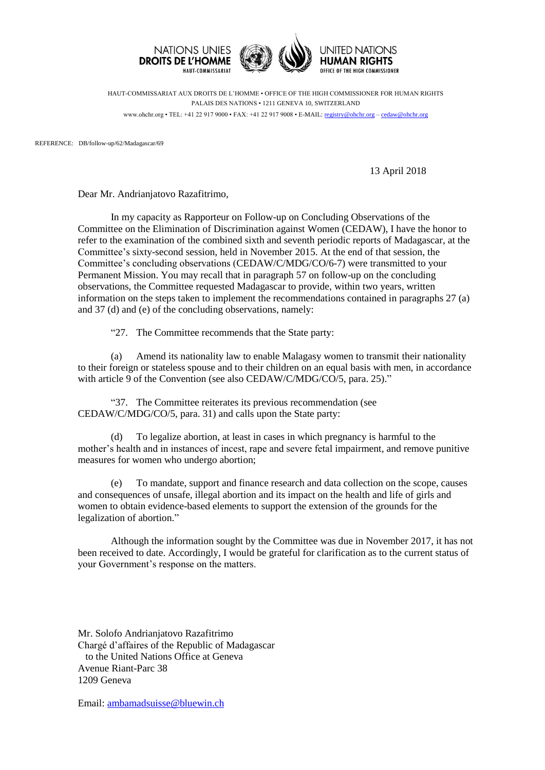NATIONS UNIES
**DROITS DE L'HOMME**
HAUT-COMMISSARIAT

UNITED NATIONS
**HUMAN RIGHTS**
OFFICE OF THE HIGH COMMISSIONER

HAUT-COMMISSARIAT AUX DROITS DE L'HOMME • OFFICE OF THE HIGH COMMISSIONER FOR HUMAN RIGHTS
PALAIS DES NATIONS • 1211 GENEVA 10, SWITZERLAND
www.ohchr.org • TEL: +41 22 917 9000 • FAX: +41 22 917 9008 • E-MAIL: registry@ohchr.org – cedaw@ohchr.org

REFERENCE: DB/follow-up/62/Madagascar/69

13 April 2018

Dear Mr. Andrianjatovo Razafitrimo,

In my capacity as Rapporteur on Follow-up on Concluding Observations of the Committee on the Elimination of Discrimination against Women (CEDAW), I have the honor to refer to the examination of the combined sixth and seventh periodic reports of Madagascar, at the Committee's sixty-second session, held in November 2015. At the end of that session, the Committee's concluding observations (CEDAW/C/MDG/CO/6-7) were transmitted to your Permanent Mission. You may recall that in paragraph 57 on follow-up on the concluding observations, the Committee requested Madagascar to provide, within two years, written information on the steps taken to implement the recommendations contained in paragraphs 27 (a) and 37 (d) and (e) of the concluding observations, namely:

"27. The Committee recommends that the State party:

(a) Amend its nationality law to enable Malagasy women to transmit their nationality to their foreign or stateless spouse and to their children on an equal basis with men, in accordance with article 9 of the Convention (see also CEDAW/C/MDG/CO/5, para. 25)."

"37. The Committee reiterates its previous recommendation (see CEDAW/C/MDG/CO/5, para. 31) and calls upon the State party:

(d) To legalize abortion, at least in cases in which pregnancy is harmful to the mother's health and in instances of incest, rape and severe fetal impairment, and remove punitive measures for women who undergo abortion;

(e) To mandate, support and finance research and data collection on the scope, causes and consequences of unsafe, illegal abortion and its impact on the health and life of girls and women to obtain evidence-based elements to support the extension of the grounds for the legalization of abortion."

Although the information sought by the Committee was due in November 2017, it has not been received to date. Accordingly, I would be grateful for clarification as to the current status of your Government's response on the matters.

Mr. Solofo Andrianjatovo Razafitrimo
Chargé d'affaires of the Republic of Madagascar
to the United Nations Office at Geneva
Avenue Riant-Parc 38
1209 Geneva

Email: ambamadsuisse@bluewin.ch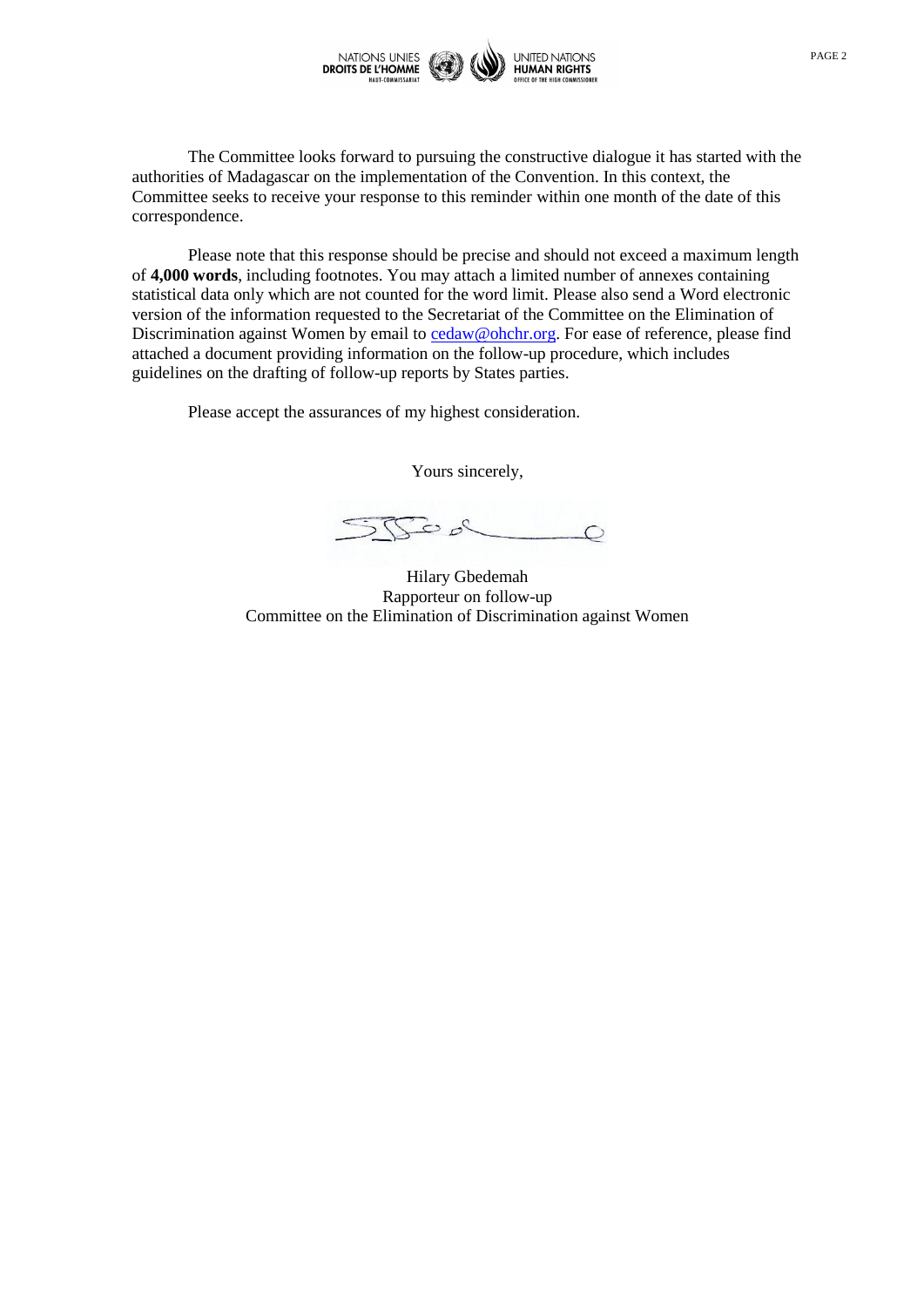The Committee looks forward to pursuing the constructive dialogue it has started with the authorities of Madagascar on the implementation of the Convention. In this context, the Committee seeks to receive your response to this reminder within one month of the date of this correspondence.

Please note that this response should be precise and should not exceed a maximum length of **4,000 words**, including footnotes. You may attach a limited number of annexes containing statistical data only which are not counted for the word limit. Please also send a Word electronic version of the information requested to the Secretariat of the Committee on the Elimination of Discrimination against Women by email to cedaw@ohchr.org. For ease of reference, please find attached a document providing information on the follow-up procedure, which includes guidelines on the drafting of follow-up reports by States parties.

Please accept the assurances of my highest consideration.

Yours sincerely,

Hilary Gbedemah
Rapporteur on follow-up
Committee on the Elimination of Discrimination against Women